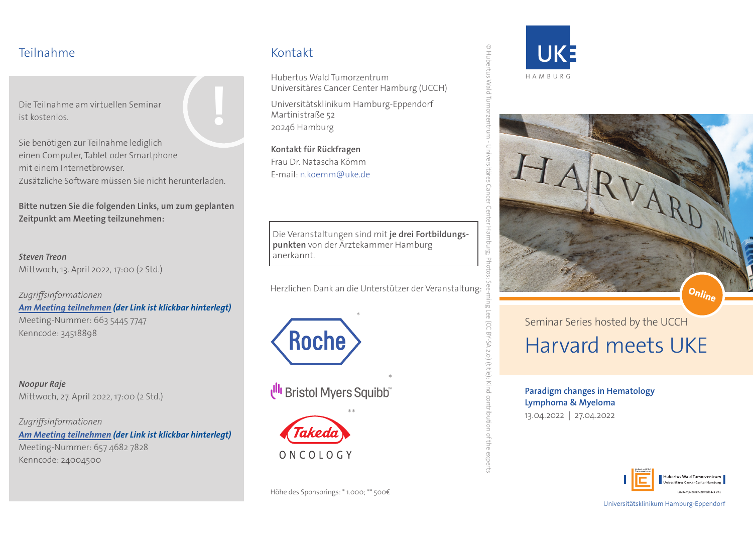## Teilnahme

Die Teilnahme am virtuellen Seminar ist kostenlos.

Sie benötigen zur Teilnahme lediglich einen Computer, Tablet oder Smartphone mit einem Internetbrowser. Zusätzliche Software müssen Sie nicht herunterladen.

**Bitte nutzen Sie die folgenden Links, um zum geplanten Zeitpunkt am Meeting teilzunehmen:**

***Steven Treon***
Mittwoch, 13. April 2022, 17:00 (2 Std.)

*Zugriffsinformationen*
***Am Meeting teilnehmen (der Link ist klickbar hinterlegt)***
Meeting-Nummer: 663 5445 7747
Kenncode: 34518898

***Noopur Raje***
Mittwoch, 27. April 2022, 17:00 (2 Std.)

*Zugriffsinformationen*
***Am Meeting teilnehmen (der Link ist klickbar hinterlegt)***
Meeting-Nummer: 657 4682 7828
Kenncode: 24004500

## Kontakt

Hubertus Wald Tumorzentrum
Universitäres Cancer Center Hamburg (UCCH)

Universitätsklinikum Hamburg-Eppendorf
Martinistraße 52
20246 Hamburg

**Kontakt für Rückfragen**
Frau Dr. Natascha Kömm
E-mail: n.koemm@uke.de

Die Veranstaltungen sind mit **je drei Fortbildungspunkten** von der Ärztekammer Hamburg anerkannt.

Herzlichen Dank an die Unterstützer der Veranstaltung:

Roche *

Bristol Myers Squibb™ *

Takeda ONCOLOGY **

Höhe des Sponsorings: * 1.000; ** 500€

© Hubertus Wald Tumorzentrum - Universitäres Cancer Center Hamburg; Photos: See-ming Lee (CC BY-SA 2.0) (title); Kind contribution of the experts

UKE HAMBURG

Online

Seminar Series hosted by the UCCH

# Harvard meets UKE

**Paradigm changes in Hematology**
**Lymphoma & Myeloma**
13.04.2022 | 27.04.2022

Hubertus Wald Tumorzentrum
Universitäres Cancer Center Hamburg
Ein Kompetenznetzwerk des UKE

Universitätsklinikum Hamburg-Eppendorf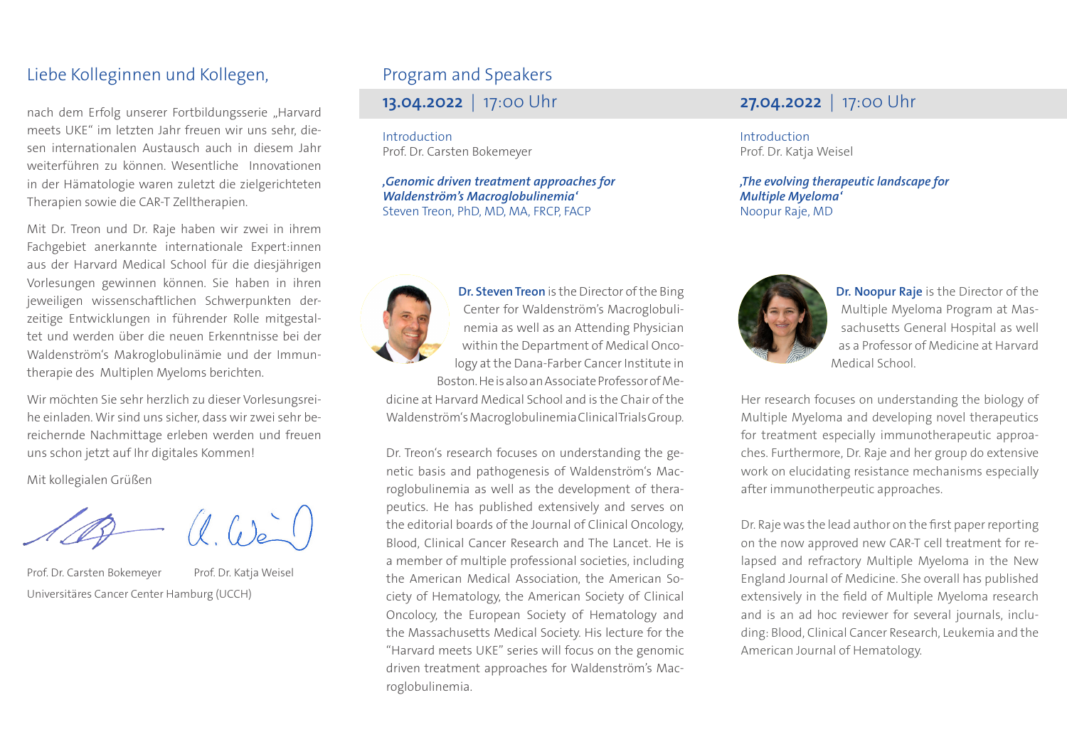## Liebe Kolleginnen und Kollegen,

nach dem Erfolg unserer Fortbildungsserie „Harvard meets UKE" im letzten Jahr freuen wir uns sehr, diesen internationalen Austausch auch in diesem Jahr weiterführen zu können. Wesentliche Innovationen in der Hämatologie waren zuletzt die zielgerichteten Therapien sowie die CAR-T Zelltherapien.

Mit Dr. Treon und Dr. Raje haben wir zwei in ihrem Fachgebiet anerkannte internationale Expert:innen aus der Harvard Medical School für die diesjährigen Vorlesungen gewinnen können. Sie haben in ihren jeweiligen wissenschaftlichen Schwerpunkten derzeitige Entwicklungen in führender Rolle mitgestaltet und werden über die neuen Erkenntnisse bei der Waldenström's Makroglobulinämie und der Immuntherapie des Multiplen Myeloms berichten.

Wir möchten Sie sehr herzlich zu dieser Vorlesungsreihe einladen. Wir sind uns sicher, dass wir zwei sehr bereichernde Nachmittage erleben werden und freuen uns schon jetzt auf Ihr digitales Kommen!

Mit kollegialen Grüßen

Prof. Dr. Carsten Bokemeyer    Prof. Dr. Katja Weisel
Universitäres Cancer Center Hamburg (UCCH)

## Program and Speakers

### 13.04.2022 | 17:00 Uhr

Introduction
Prof. Dr. Carsten Bokemeyer

***‚Genomic driven treatment approaches for Waldenström's Macroglobulinemia'***
Steven Treon, PhD, MD, MA, FRCP, FACP

**Dr. Steven Treon** is the Director of the Bing Center for Waldenström's Macroglobulinemia as well as an Attending Physician within the Department of Medical Oncology at the Dana-Farber Cancer Institute in Boston. He is also an Associate Professor of Medicine at Harvard Medical School and is the Chair of the Waldenström's Macroglobulinemia Clinical Trials Group.

Dr. Treon's research focuses on understanding the genetic basis and pathogenesis of Waldenström's Macroglobulinemia as well as the development of therapeutics. He has published extensively and serves on the editorial boards of the Journal of Clinical Oncology, Blood, Clinical Cancer Research and The Lancet. He is a member of multiple professional societies, including the American Medical Association, the American Society of Hematology, the American Society of Clinical Oncology, the European Society of Hematology and the Massachusetts Medical Society. His lecture for the "Harvard meets UKE" series will focus on the genomic driven treatment approaches for Waldenström's Macroglobulinemia.

### 27.04.2022 | 17:00 Uhr

Introduction
Prof. Dr. Katja Weisel

***‚The evolving therapeutic landscape for Multiple Myeloma'***
Noopur Raje, MD

**Dr. Noopur Raje** is the Director of the Multiple Myeloma Program at Massachusetts General Hospital as well as a Professor of Medicine at Harvard Medical School.

Her research focuses on understanding the biology of Multiple Myeloma and developing novel therapeutics for treatment especially immunotherapeutic approaches. Furthermore, Dr. Raje and her group do extensive work on elucidating resistance mechanisms especially after immunotherpeutic approaches.

Dr. Raje was the lead author on the first paper reporting on the now approved new CAR-T cell treatment for relapsed and refractory Multiple Myeloma in the New England Journal of Medicine. She overall has published extensively in the field of Multiple Myeloma research and is an ad hoc reviewer for several journals, including: Blood, Clinical Cancer Research, Leukemia and the American Journal of Hematology.